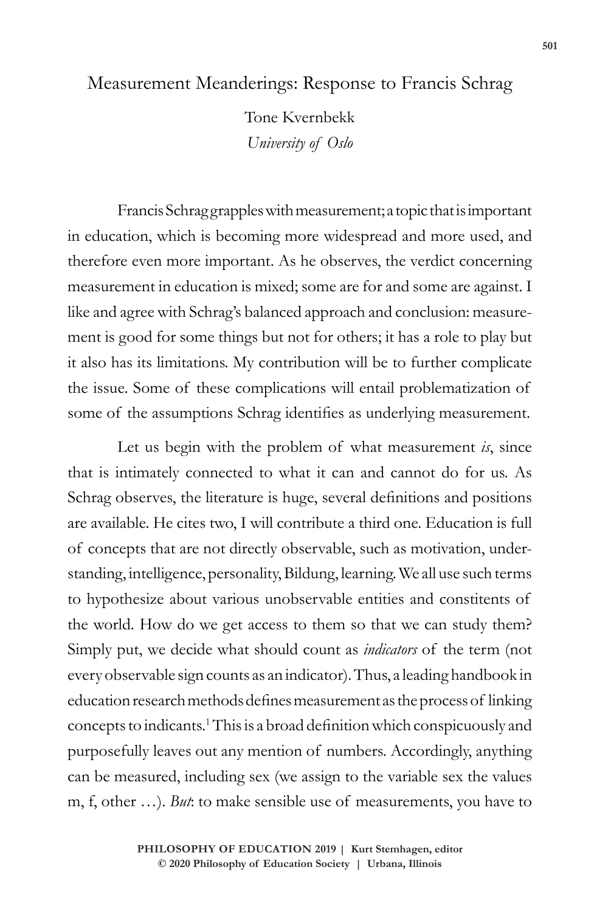# Measurement Meanderings: Response to Francis Schrag

Tone Kvernbekk
*University of Oslo*

Francis Schrag grapples with measurement; a topic that is important in education, which is becoming more widespread and more used, and therefore even more important. As he observes, the verdict concerning measurement in education is mixed; some are for and some are against. I like and agree with Schrag's balanced approach and conclusion: measurement is good for some things but not for others; it has a role to play but it also has its limitations. My contribution will be to further complicate the issue. Some of these complications will entail problematization of some of the assumptions Schrag identifies as underlying measurement.

Let us begin with the problem of what measurement *is*, since that is intimately connected to what it can and cannot do for us. As Schrag observes, the literature is huge, several definitions and positions are available. He cites two, I will contribute a third one. Education is full of concepts that are not directly observable, such as motivation, understanding, intelligence, personality, Bildung, learning. We all use such terms to hypothesize about various unobservable entities and constitents of the world. How do we get access to them so that we can study them? Simply put, we decide what should count as *indicators* of the term (not every observable sign counts as an indicator). Thus, a leading handbook in education research methods defines measurement as the process of linking concepts to indicants.[1] This is a broad definition which conspicuously and purposefully leaves out any mention of numbers. Accordingly, anything can be measured, including sex (we assign to the variable sex the values m, f, other …). *But*: to make sensible use of measurements, you have to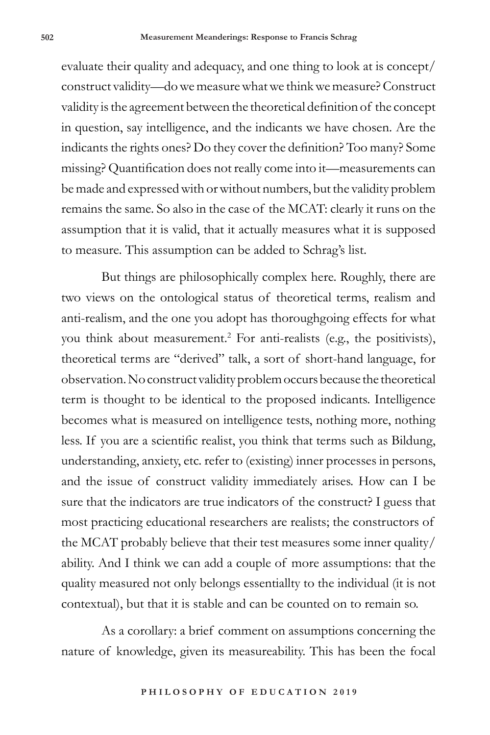evaluate their quality and adequacy, and one thing to look at is concept/construct validity—do we measure what we think we measure? Construct validity is the agreement between the theoretical definition of the concept in question, say intelligence, and the indicants we have chosen. Are the indicants the rights ones? Do they cover the definition? Too many? Some missing? Quantification does not really come into it—measurements can be made and expressed with or without numbers, but the validity problem remains the same. So also in the case of the MCAT: clearly it runs on the assumption that it is valid, that it actually measures what it is supposed to measure. This assumption can be added to Schrag's list.

But things are philosophically complex here. Roughly, there are two views on the ontological status of theoretical terms, realism and anti-realism, and the one you adopt has thoroughgoing effects for what you think about measurement.[2] For anti-realists (e.g., the positivists), theoretical terms are "derived" talk, a sort of short-hand language, for observation. No construct validity problem occurs because the theoretical term is thought to be identical to the proposed indicants. Intelligence becomes what is measured on intelligence tests, nothing more, nothing less. If you are a scientific realist, you think that terms such as Bildung, understanding, anxiety, etc. refer to (existing) inner processes in persons, and the issue of construct validity immediately arises. How can I be sure that the indicators are true indicators of the construct? I guess that most practicing educational researchers are realists; the constructors of the MCAT probably believe that their test measures some inner quality/ability. And I think we can add a couple of more assumptions: that the quality measured not only belongs essentiallty to the individual (it is not contextual), but that it is stable and can be counted on to remain so.

As a corollary: a brief comment on assumptions concerning the nature of knowledge, given its measureability. This has been the focal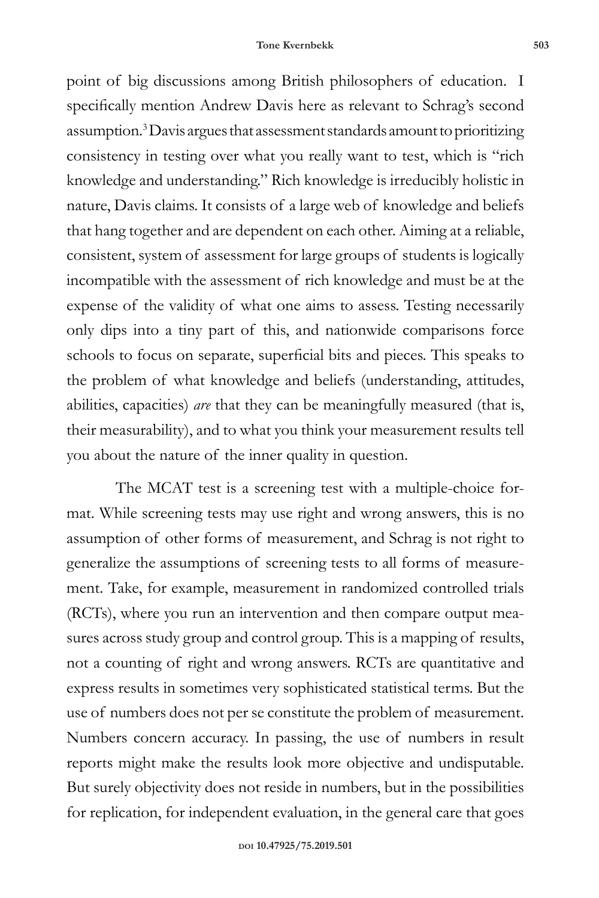point of big discussions among British philosophers of education. I specifically mention Andrew Davis here as relevant to Schrag's second assumption.[3] Davis argues that assessment standards amount to prioritizing consistency in testing over what you really want to test, which is "rich knowledge and understanding." Rich knowledge is irreducibly holistic in nature, Davis claims. It consists of a large web of knowledge and beliefs that hang together and are dependent on each other. Aiming at a reliable, consistent, system of assessment for large groups of students is logically incompatible with the assessment of rich knowledge and must be at the expense of the validity of what one aims to assess. Testing necessarily only dips into a tiny part of this, and nationwide comparisons force schools to focus on separate, superficial bits and pieces. This speaks to the problem of what knowledge and beliefs (understanding, attitudes, abilities, capacities) *are* that they can be meaningfully measured (that is, their measurability), and to what you think your measurement results tell you about the nature of the inner quality in question.

The MCAT test is a screening test with a multiple-choice format. While screening tests may use right and wrong answers, this is no assumption of other forms of measurement, and Schrag is not right to generalize the assumptions of screening tests to all forms of measurement. Take, for example, measurement in randomized controlled trials (RCTs), where you run an intervention and then compare output measures across study group and control group. This is a mapping of results, not a counting of right and wrong answers. RCTs are quantitative and express results in sometimes very sophisticated statistical terms. But the use of numbers does not per se constitute the problem of measurement. Numbers concern accuracy. In passing, the use of numbers in result reports might make the results look more objective and undisputable. But surely objectivity does not reside in numbers, but in the possibilities for replication, for independent evaluation, in the general care that goes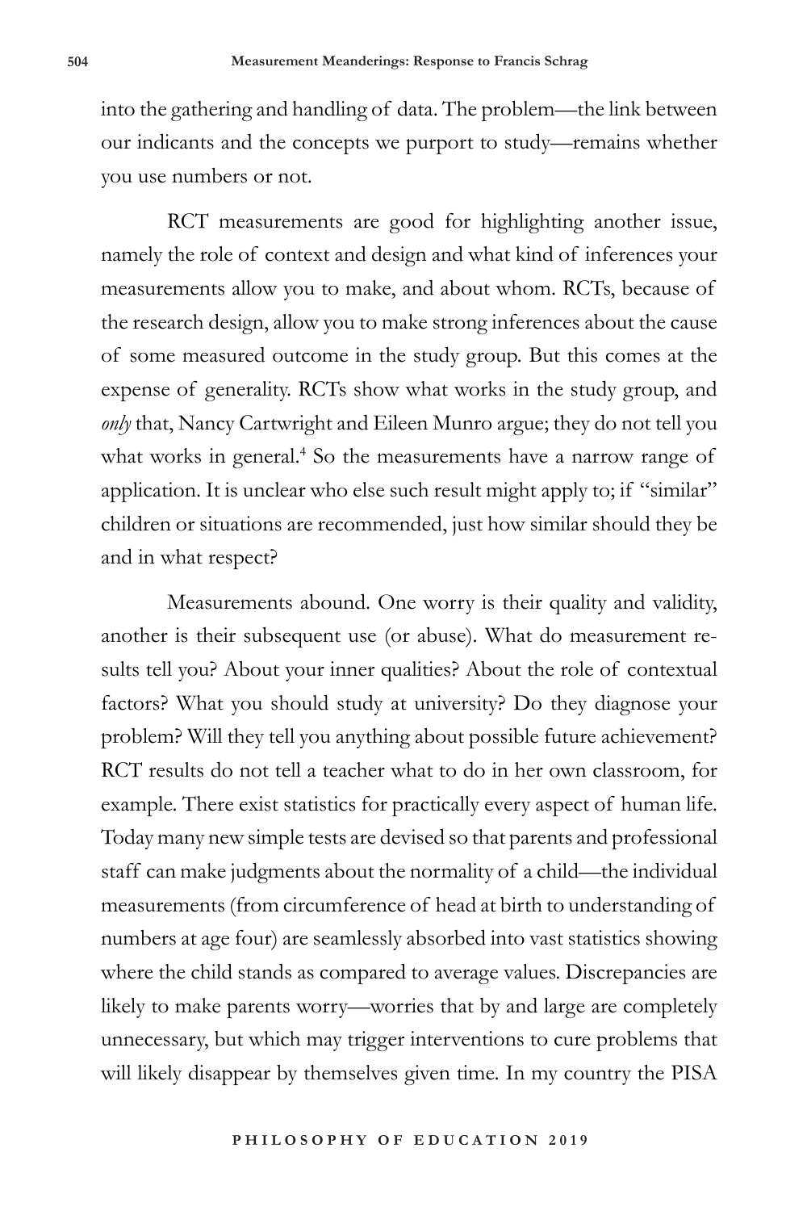into the gathering and handling of data. The problem—the link between our indicants and the concepts we purport to study—remains whether you use numbers or not.

RCT measurements are good for highlighting another issue, namely the role of context and design and what kind of inferences your measurements allow you to make, and about whom. RCTs, because of the research design, allow you to make strong inferences about the cause of some measured outcome in the study group. But this comes at the expense of generality. RCTs show what works in the study group, and *only* that, Nancy Cartwright and Eileen Munro argue; they do not tell you what works in general.[4] So the measurements have a narrow range of application. It is unclear who else such result might apply to; if "similar" children or situations are recommended, just how similar should they be and in what respect?

Measurements abound. One worry is their quality and validity, another is their subsequent use (or abuse). What do measurement results tell you? About your inner qualities? About the role of contextual factors? What you should study at university? Do they diagnose your problem? Will they tell you anything about possible future achievement? RCT results do not tell a teacher what to do in her own classroom, for example. There exist statistics for practically every aspect of human life. Today many new simple tests are devised so that parents and professional staff can make judgments about the normality of a child—the individual measurements (from circumference of head at birth to understanding of numbers at age four) are seamlessly absorbed into vast statistics showing where the child stands as compared to average values. Discrepancies are likely to make parents worry—worries that by and large are completely unnecessary, but which may trigger interventions to cure problems that will likely disappear by themselves given time. In my country the PISA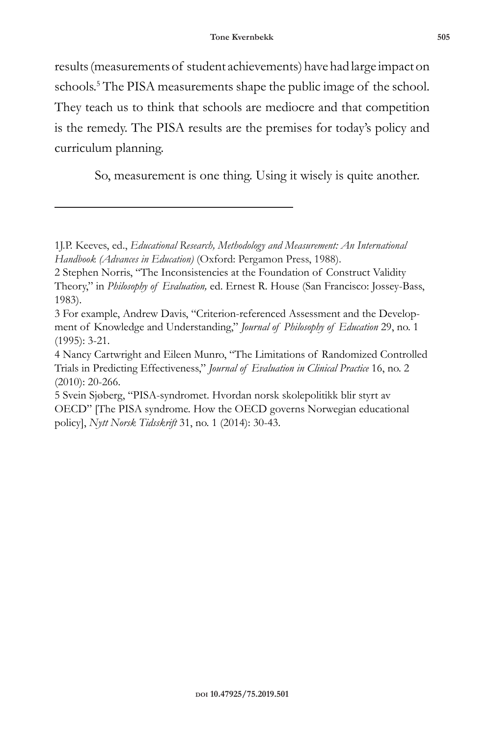results (measurements of student achievements) have had large impact on schools.[5] The PISA measurements shape the public image of the school. They teach us to think that schools are mediocre and that competition is the remedy. The PISA results are the premises for today's policy and curriculum planning.

So, measurement is one thing. Using it wisely is quite another.

---

1J.P. Keeves, ed., *Educational Research, Methodology and Measurement: An International Handbook (Advances in Education)* (Oxford: Pergamon Press, 1988).

2 Stephen Norris, "The Inconsistencies at the Foundation of Construct Validity Theory," in *Philosophy of Evaluation,* ed. Ernest R. House (San Francisco: Jossey-Bass, 1983).

3 For example, Andrew Davis, "Criterion-referenced Assessment and the Development of Knowledge and Understanding," *Journal of Philosophy of Education* 29, no. 1 (1995): 3-21.

4 Nancy Cartwright and Eileen Munro, "The Limitations of Randomized Controlled Trials in Predicting Effectiveness," *Journal of Evaluation in Clinical Practice* 16, no. 2 (2010): 20-266.

5 Svein Sjøberg, "PISA-syndromet. Hvordan norsk skolepolitikk blir styrt av OECD" [The PISA syndrome. How the OECD governs Norwegian educational policy], *Nytt Norsk Tidsskrift* 31, no. 1 (2014): 30-43.